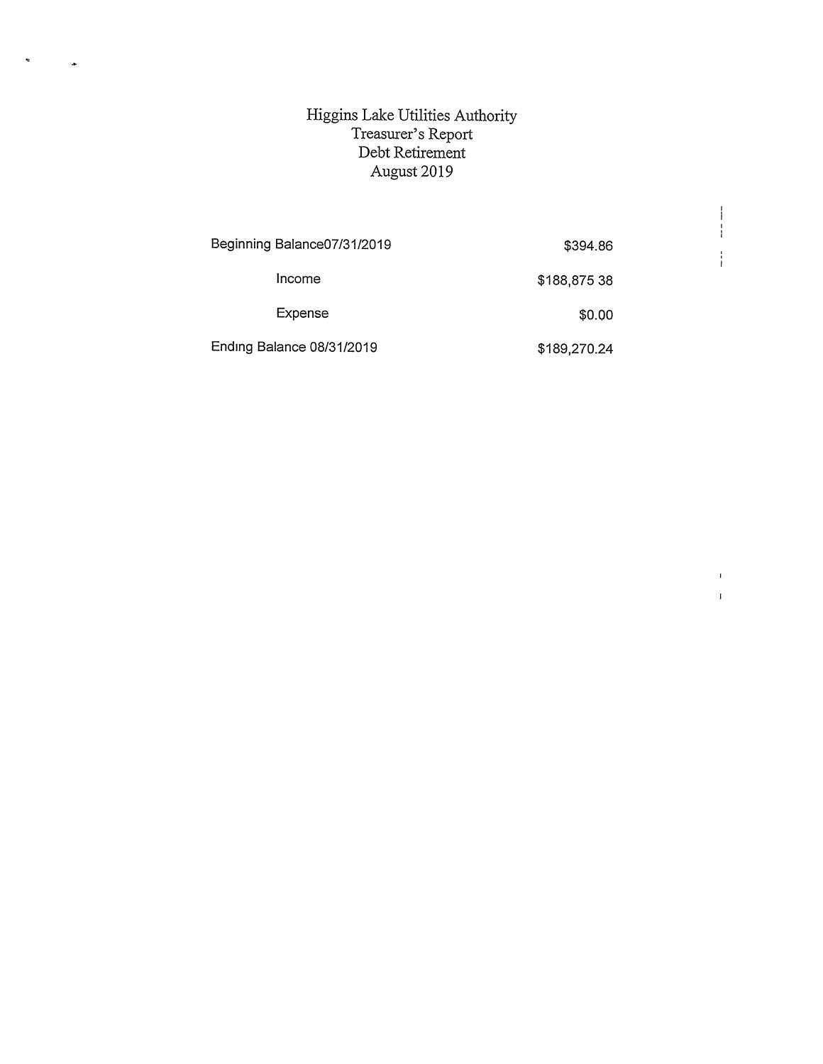# Higgins Lake Utilities Authority
## Treasurer's Report
## Debt Retirement
## August 2019

| | |
|---|---|
| Beginning Balance07/31/2019 | $394.86 |
| Income | $188,875 38 |
| Expense | $0.00 |
| Ending Balance 08/31/2019 | $189,270.24 |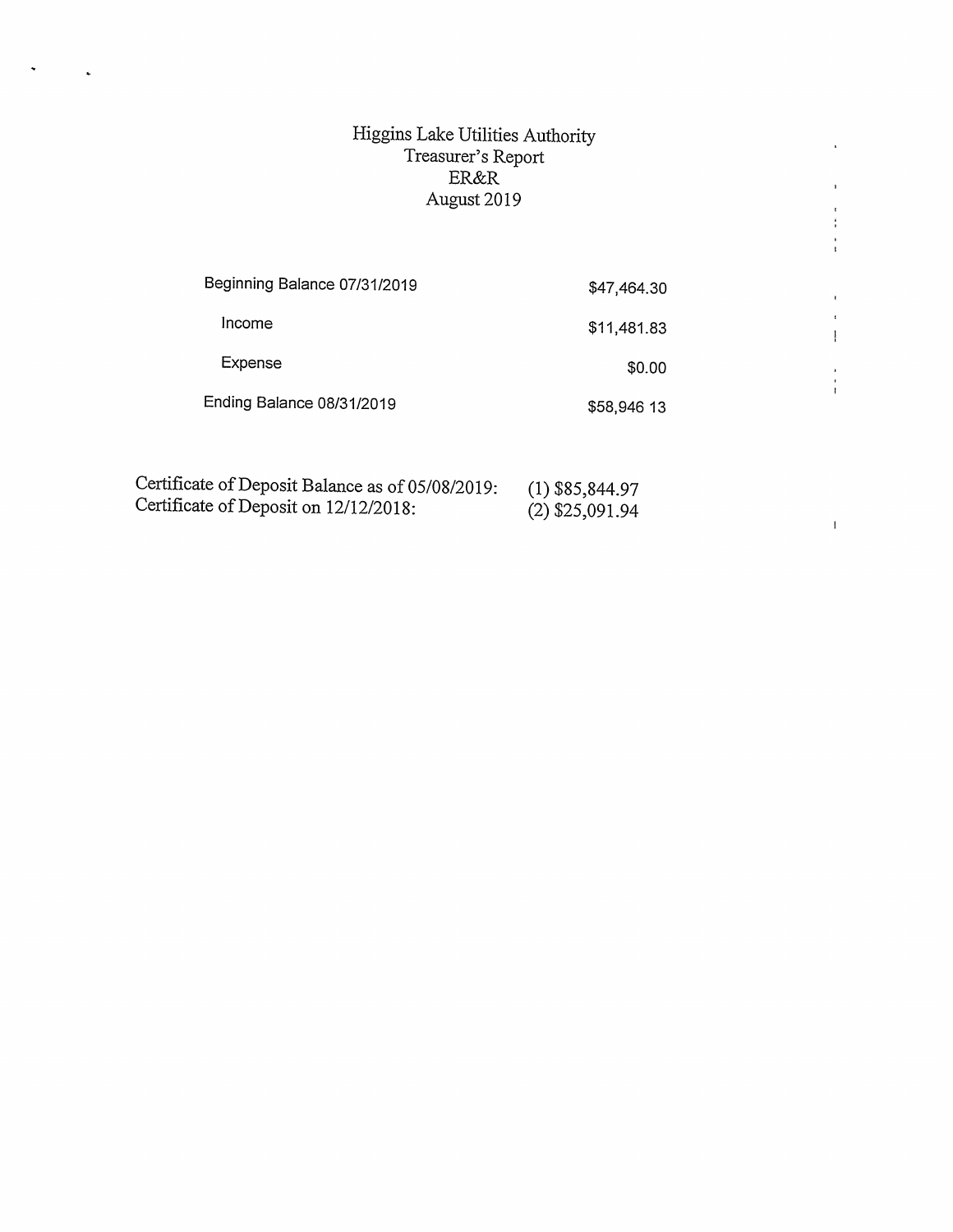# Higgins Lake Utilities Authority
## Treasurer's Report
## ER&R
## August 2019

| | |
|---|---|
| Beginning Balance 07/31/2019 | $47,464.30 |
| Income | $11,481.83 |
| Expense | $0.00 |
| Ending Balance 08/31/2019 | $58,946 13 |

Certificate of Deposit Balance as of 05/08/2019: (1) $85,844.97
Certificate of Deposit on 12/12/2018: (2) $25,091.94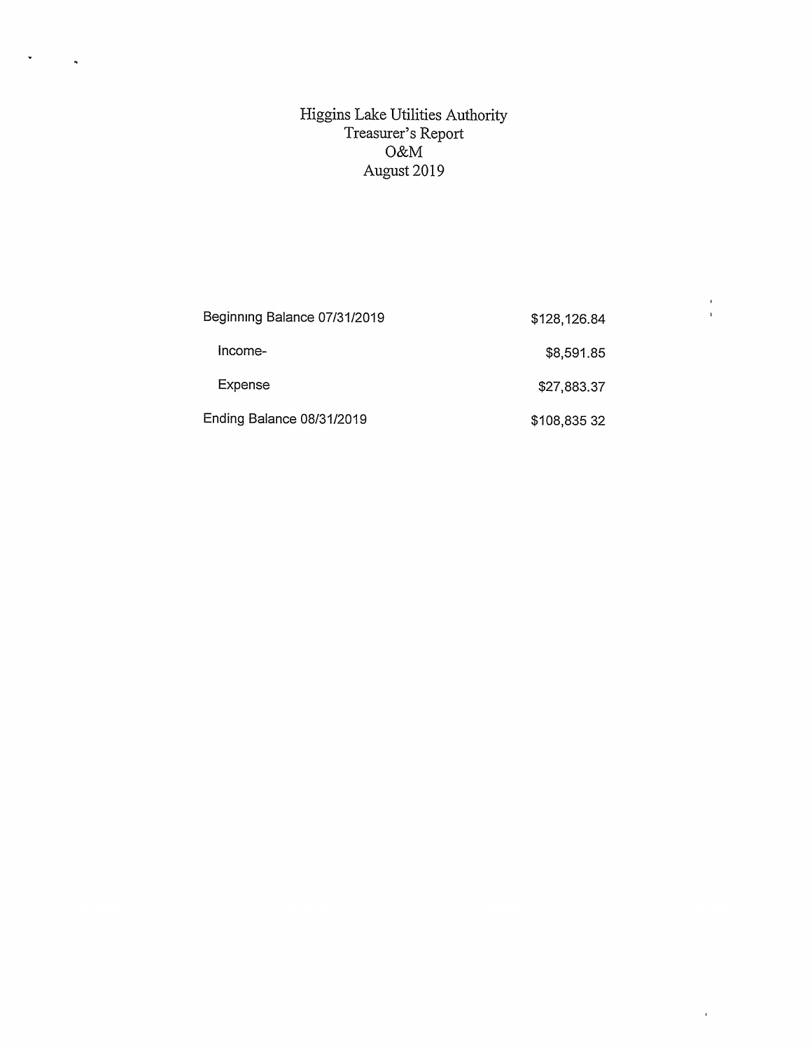# Higgins Lake Utilities Authority
## Treasurer's Report
## O&M
## August 2019

| | |
|---|---|
| Beginning Balance 07/31/2019 | $128,126.84 |
| Income- | $8,591.85 |
| Expense | $27,883.37 |
| Ending Balance 08/31/2019 | $108,835 32 |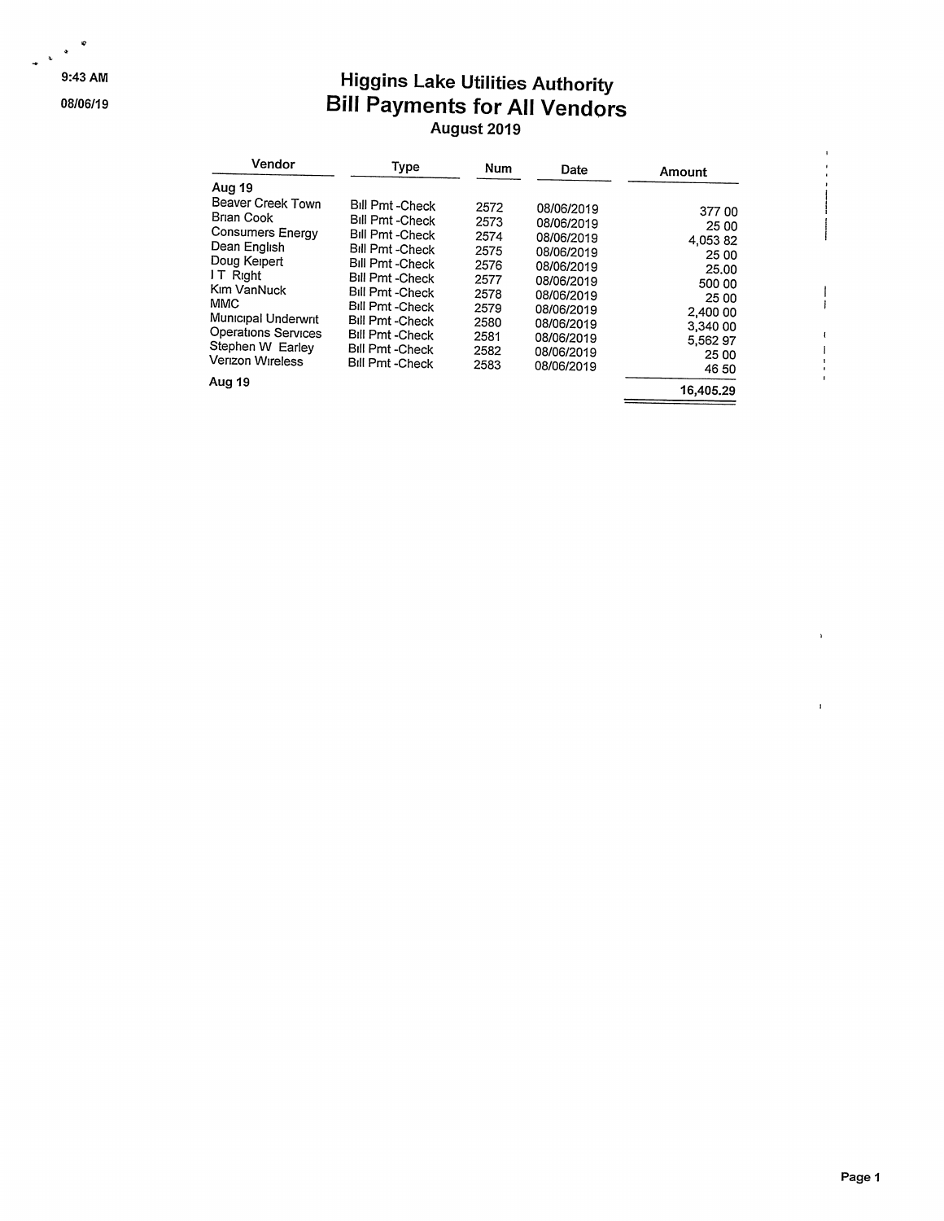9:43 AM

08/06/19

# Higgins Lake Utilities Authority
## Bill Payments for All Vendors
### August 2019

| Vendor | Type | Num | Date | Amount |
|---|---|---|---|---|
| **Aug 19** | | | | |
| Beaver Creek Town | Bill Pmt -Check | 2572 | 08/06/2019 | 377 00 |
| Brian Cook | Bill Pmt -Check | 2573 | 08/06/2019 | 25 00 |
| Consumers Energy | Bill Pmt -Check | 2574 | 08/06/2019 | 4,053 82 |
| Dean English | Bill Pmt -Check | 2575 | 08/06/2019 | 25 00 |
| Doug Keipert | Bill Pmt -Check | 2576 | 08/06/2019 | 25.00 |
| I T Right | Bill Pmt -Check | 2577 | 08/06/2019 | 500 00 |
| Kim VanNuck | Bill Pmt -Check | 2578 | 08/06/2019 | 25 00 |
| MMC | Bill Pmt -Check | 2579 | 08/06/2019 | 2,400 00 |
| Municipal Underwrit | Bill Pmt -Check | 2580 | 08/06/2019 | 3,340 00 |
| Operations Services | Bill Pmt -Check | 2581 | 08/06/2019 | 5,562 97 |
| Stephen W Earley | Bill Pmt -Check | 2582 | 08/06/2019 | 25 00 |
| Verizon Wireless | Bill Pmt -Check | 2583 | 08/06/2019 | 46 50 |
| **Aug 19** | | | | **16,405.29** |